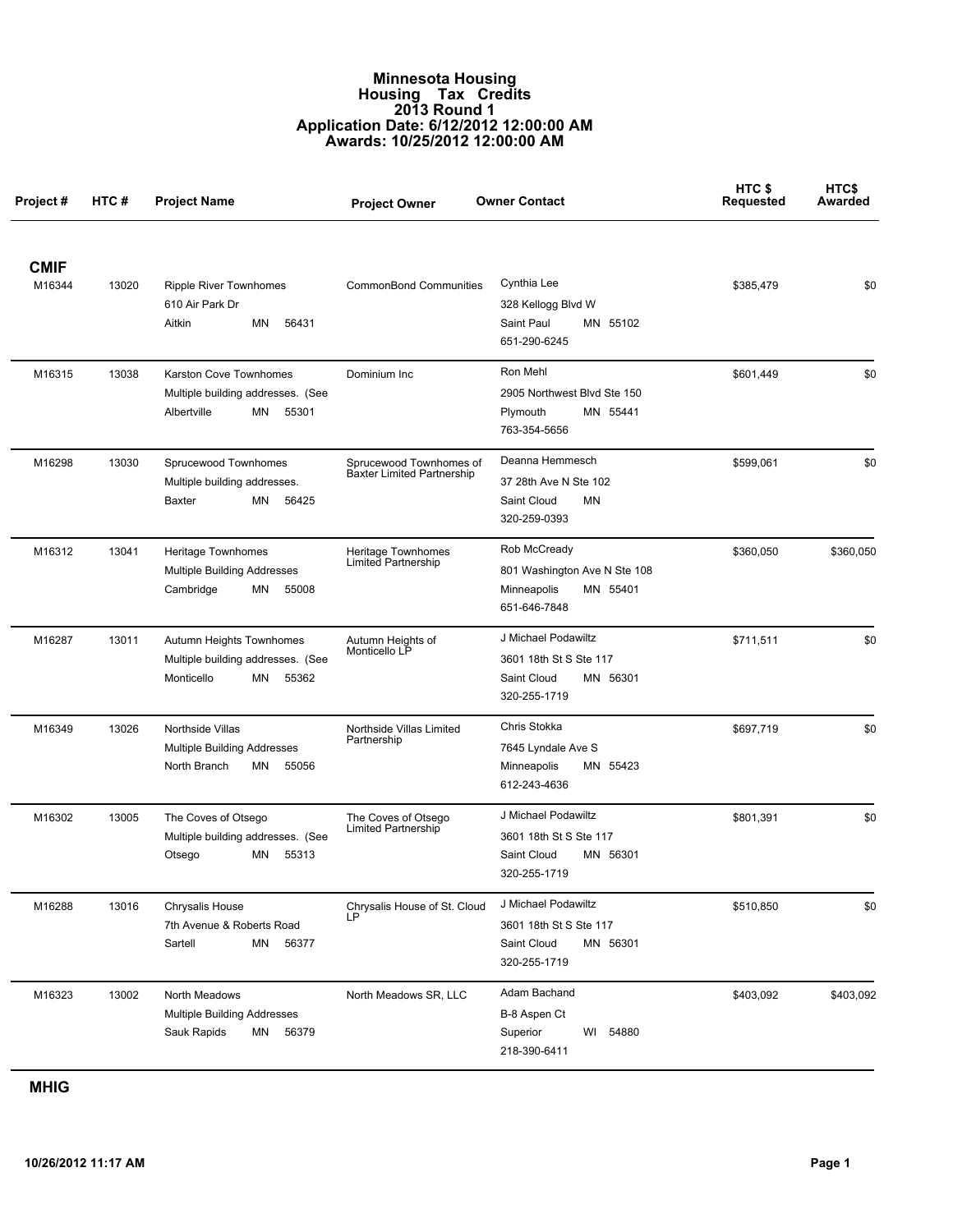# Minnesota Housing
## Housing Tax Credits
## 2013 Round 1
## Application Date: 6/12/2012 12:00:00 AM
## Awards: 10/25/2012 12:00:00 AM

| Project # | HTC # | Project Name | Project Owner | Owner Contact | HTC $ Requested | HTC$ Awarded |
|---|---|---|---|---|---|---|
| **CMIF** | | | | | | |
| M16344 | 13020 | Ripple River Townhomes<br>610 Air Park Dr<br>Aitkin MN 56431 | CommonBond Communities | Cynthia Lee<br>328 Kellogg Blvd W<br>Saint Paul MN 55102<br>651-290-6245 | $385,479 | $0 |
| M16315 | 13038 | Karston Cove Townhomes<br>Multiple building addresses. (See<br>Albertville MN 55301 | Dominium Inc | Ron Mehl<br>2905 Northwest Blvd Ste 150<br>Plymouth MN 55441<br>763-354-5656 | $601,449 | $0 |
| M16298 | 13030 | Sprucewood Townhomes<br>Multiple building addresses.<br>Baxter MN 56425 | Sprucewood Townhomes of Baxter Limited Partnership | Deanna Hemmesch<br>37 28th Ave N Ste 102<br>Saint Cloud MN<br>320-259-0393 | $599,061 | $0 |
| M16312 | 13041 | Heritage Townhomes<br>Multiple Building Addresses<br>Cambridge MN 55008 | Heritage Townhomes Limited Partnership | Rob McCready<br>801 Washington Ave N Ste 108<br>Minneapolis MN 55401<br>651-646-7848 | $360,050 | $360,050 |
| M16287 | 13011 | Autumn Heights Townhomes<br>Multiple building addresses. (See<br>Monticello MN 55362 | Autumn Heights of Monticello LP | J Michael Podawiltz<br>3601 18th St S Ste 117<br>Saint Cloud MN 56301<br>320-255-1719 | $711,511 | $0 |
| M16349 | 13026 | Northside Villas<br>Multiple Building Addresses<br>North Branch MN 55056 | Northside Villas Limited Partnership | Chris Stokka<br>7645 Lyndale Ave S<br>Minneapolis MN 55423<br>612-243-4636 | $697,719 | $0 |
| M16302 | 13005 | The Coves of Otsego<br>Multiple building addresses. (See<br>Otsego MN 55313 | The Coves of Otsego Limited Partnership | J Michael Podawiltz<br>3601 18th St S Ste 117<br>Saint Cloud MN 56301<br>320-255-1719 | $801,391 | $0 |
| M16288 | 13016 | Chrysalis House<br>7th Avenue & Roberts Road<br>Sartell MN 56377 | Chrysalis House of St. Cloud LP | J Michael Podawiltz<br>3601 18th St S Ste 117<br>Saint Cloud MN 56301<br>320-255-1719 | $510,850 | $0 |
| M16323 | 13002 | North Meadows<br>Multiple Building Addresses<br>Sauk Rapids MN 56379 | North Meadows SR, LLC | Adam Bachand<br>B-8 Aspen Ct<br>Superior WI 54880<br>218-390-6411 | $403,092 | $403,092 |

**MHIG**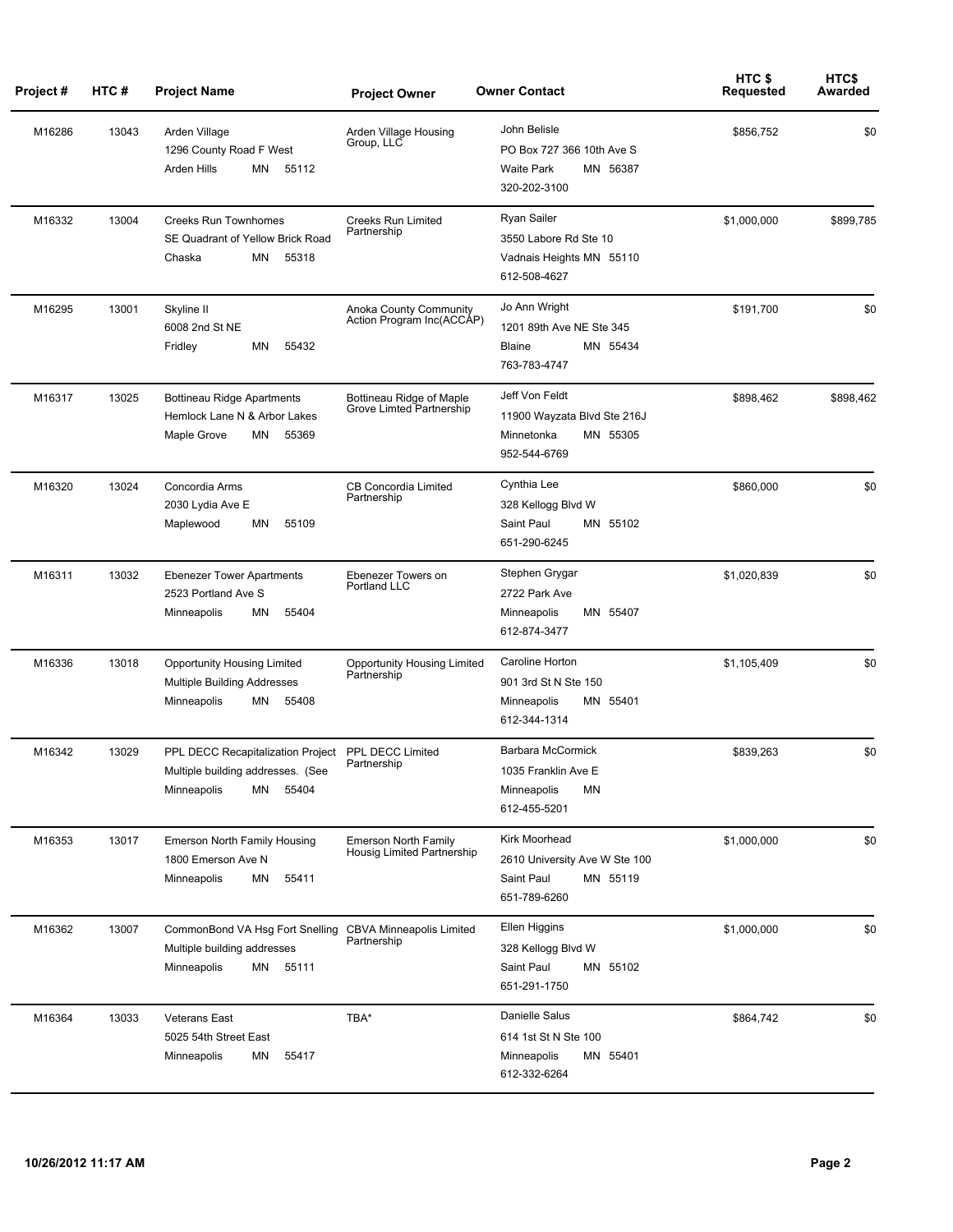| Project # | HTC # | Project Name | Project Owner | Owner Contact | HTC $ Requested | HTC$ Awarded |
|---|---|---|---|---|---|---|
| M16286 | 13043 | Arden Village<br>1296 County Road F West<br>Arden Hills MN 55112 | Arden Village Housing Group, LLC | John Belisle<br>PO Box 727 366 10th Ave S<br>Waite Park MN 56387<br>320-202-3100 | $856,752 | $0 |
| M16332 | 13004 | Creeks Run Townhomes<br>SE Quadrant of Yellow Brick Road<br>Chaska MN 55318 | Creeks Run Limited Partnership | Ryan Sailer<br>3550 Labore Rd Ste 10<br>Vadnais Heights MN 55110<br>612-508-4627 | $1,000,000 | $899,785 |
| M16295 | 13001 | Skyline II<br>6008 2nd St NE<br>Fridley MN 55432 | Anoka County Community Action Program Inc(ACCAP) | Jo Ann Wright<br>1201 89th Ave NE Ste 345<br>Blaine MN 55434<br>763-783-4747 | $191,700 | $0 |
| M16317 | 13025 | Bottineau Ridge Apartments<br>Hemlock Lane N & Arbor Lakes<br>Maple Grove MN 55369 | Bottineau Ridge of Maple Grove Limted Partnership | Jeff Von Feldt<br>11900 Wayzata Blvd Ste 216J<br>Minnetonka MN 55305<br>952-544-6769 | $898,462 | $898,462 |
| M16320 | 13024 | Concordia Arms<br>2030 Lydia Ave E<br>Maplewood MN 55109 | CB Concordia Limited Partnership | Cynthia Lee<br>328 Kellogg Blvd W<br>Saint Paul MN 55102<br>651-290-6245 | $860,000 | $0 |
| M16311 | 13032 | Ebenezer Tower Apartments<br>2523 Portland Ave S<br>Minneapolis MN 55404 | Ebenezer Towers on Portland LLC | Stephen Grygar<br>2722 Park Ave<br>Minneapolis MN 55407<br>612-874-3477 | $1,020,839 | $0 |
| M16336 | 13018 | Opportunity Housing Limited<br>Multiple Building Addresses<br>Minneapolis MN 55408 | Opportunity Housing Limited Partnership | Caroline Horton<br>901 3rd St N Ste 150<br>Minneapolis MN 55401<br>612-344-1314 | $1,105,409 | $0 |
| M16342 | 13029 | PPL DECC Recapitalization Project<br>Multiple building addresses. (See<br>Minneapolis MN 55404 | PPL DECC Limited Partnership | Barbara McCormick<br>1035 Franklin Ave E<br>Minneapolis MN<br>612-455-5201 | $839,263 | $0 |
| M16353 | 13017 | Emerson North Family Housing<br>1800 Emerson Ave N<br>Minneapolis MN 55411 | Emerson North Family Housig Limited Partnership | Kirk Moorhead<br>2610 University Ave W Ste 100<br>Saint Paul MN 55119<br>651-789-6260 | $1,000,000 | $0 |
| M16362 | 13007 | CommonBond VA Hsg Fort Snelling<br>Multiple building addresses<br>Minneapolis MN 55111 | CBVA Minneapolis Limited Partnership | Ellen Higgins<br>328 Kellogg Blvd W<br>Saint Paul MN 55102<br>651-291-1750 | $1,000,000 | $0 |
| M16364 | 13033 | Veterans East<br>5025 54th Street East<br>Minneapolis MN 55417 | TBA* | Danielle Salus<br>614 1st St N Ste 100<br>Minneapolis MN 55401<br>612-332-6264 | $864,742 | $0 |

10/26/2012 11:17 AM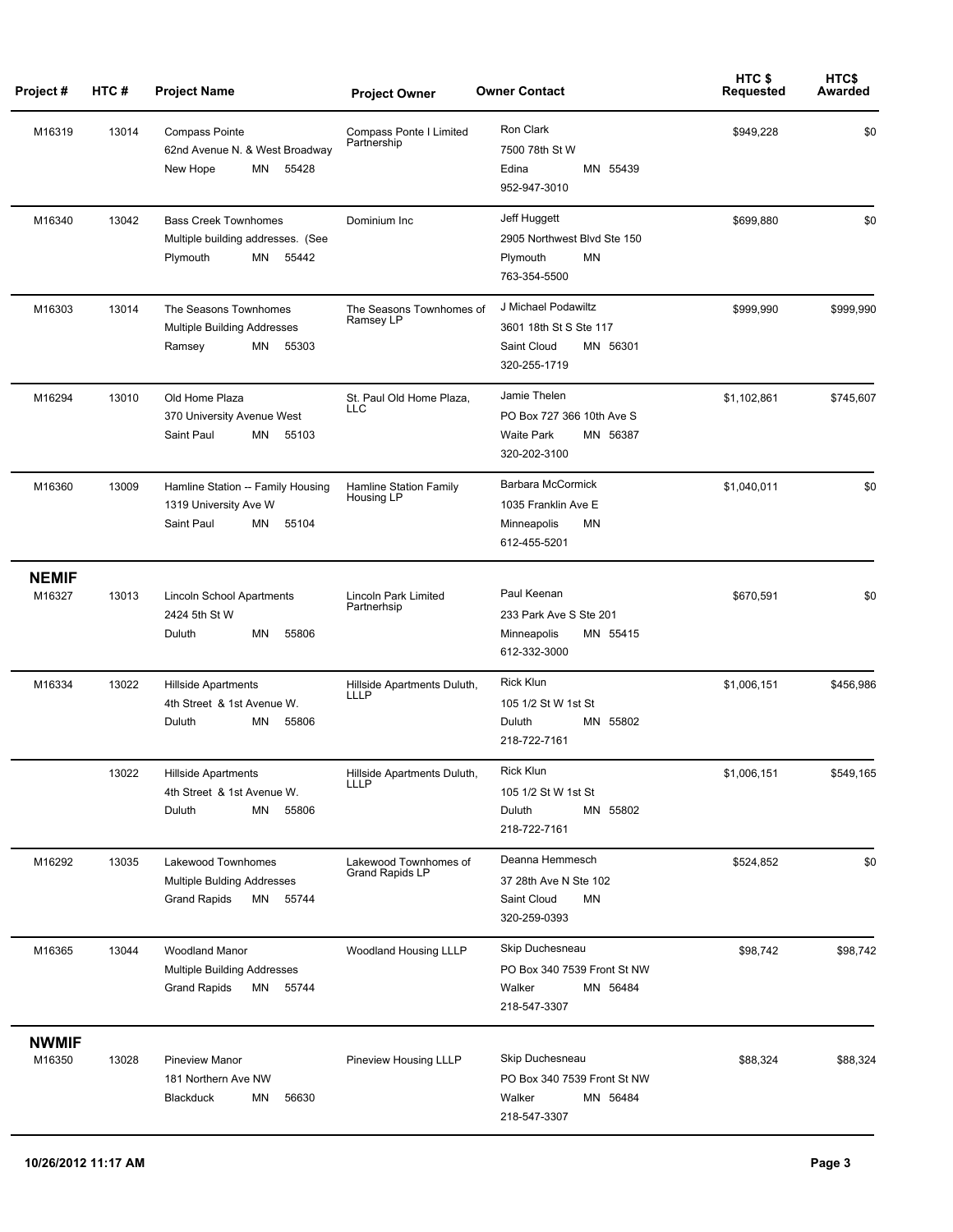| Project # | HTC # | Project Name | Project Owner | Owner Contact | HTC $ Requested | HTC$ Awarded |
|---|---|---|---|---|---|---|
| M16319 | 13014 | Compass Pointe<br>62nd Avenue N. & West Broadway<br>New Hope MN 55428 | Compass Ponte I Limited Partnership | Ron Clark<br>7500 78th St W<br>Edina MN 55439<br>952-947-3010 | $949,228 | $0 |
| M16340 | 13042 | Bass Creek Townhomes<br>Multiple building addresses. (See<br>Plymouth MN 55442 | Dominium Inc | Jeff Huggett<br>2905 Northwest Blvd Ste 150<br>Plymouth MN<br>763-354-5500 | $699,880 | $0 |
| M16303 | 13014 | The Seasons Townhomes<br>Multiple Building Addresses<br>Ramsey MN 55303 | The Seasons Townhomes of Ramsey LP | J Michael Podawiltz<br>3601 18th St S Ste 117<br>Saint Cloud MN 56301<br>320-255-1719 | $999,990 | $999,990 |
| M16294 | 13010 | Old Home Plaza<br>370 University Avenue West<br>Saint Paul MN 55103 | St. Paul Old Home Plaza, LLC | Jamie Thelen<br>PO Box 727 366 10th Ave S<br>Waite Park MN 56387<br>320-202-3100 | $1,102,861 | $745,607 |
| M16360 | 13009 | Hamline Station -- Family Housing<br>1319 University Ave W<br>Saint Paul MN 55104 | Hamline Station Family Housing LP | Barbara McCormick<br>1035 Franklin Ave E<br>Minneapolis MN<br>612-455-5201 | $1,040,011 | $0 |
| **NEMIF** | | | | | | |
| M16327 | 13013 | Lincoln School Apartments<br>2424 5th St W<br>Duluth MN 55806 | Lincoln Park Limited Partnerhsip | Paul Keenan<br>233 Park Ave S Ste 201<br>Minneapolis MN 55415<br>612-332-3000 | $670,591 | $0 |
| M16334 | 13022 | Hillside Apartments<br>4th Street & 1st Avenue W.<br>Duluth MN 55806 | Hillside Apartments Duluth, LLLP | Rick Klun<br>105 1/2 St W 1st St<br>Duluth MN 55802<br>218-722-7161 | $1,006,151 | $456,986 |
| | 13022 | Hillside Apartments<br>4th Street & 1st Avenue W.<br>Duluth MN 55806 | Hillside Apartments Duluth, LLLP | Rick Klun<br>105 1/2 St W 1st St<br>Duluth MN 55802<br>218-722-7161 | $1,006,151 | $549,165 |
| M16292 | 13035 | Lakewood Townhomes<br>Multiple Bulding Addresses<br>Grand Rapids MN 55744 | Lakewood Townhomes of Grand Rapids LP | Deanna Hemmesch<br>37 28th Ave N Ste 102<br>Saint Cloud MN<br>320-259-0393 | $524,852 | $0 |
| M16365 | 13044 | Woodland Manor<br>Multiple Building Addresses<br>Grand Rapids MN 55744 | Woodland Housing LLLP | Skip Duchesneau<br>PO Box 340 7539 Front St NW<br>Walker MN 56484<br>218-547-3307 | $98,742 | $98,742 |
| **NWMIF** | | | | | | |
| M16350 | 13028 | Pineview Manor<br>181 Northern Ave NW<br>Blackduck MN 56630 | Pineview Housing LLLP | Skip Duchesneau<br>PO Box 340 7539 Front St NW<br>Walker MN 56484<br>218-547-3307 | $88,324 | $88,324 |

10/26/2012 11:17 AM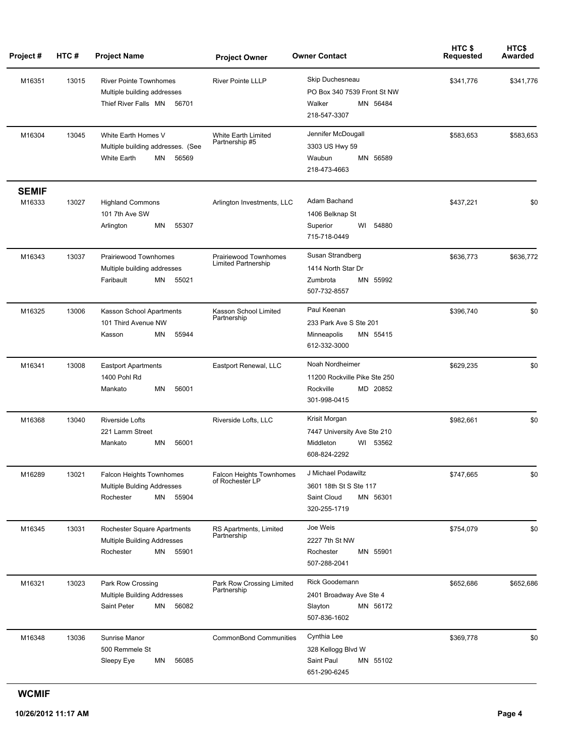| Project # | HTC # | Project Name | Project Owner | Owner Contact | HTC $ Requested | HTC$ Awarded |
|---|---|---|---|---|---|---|
| M16351 | 13015 | River Pointe Townhomes<br>Multiple building addresses<br>Thief River Falls MN 56701 | River Pointe LLLP | Skip Duchesneau<br>PO Box 340 7539 Front St NW<br>Walker MN 56484<br>218-547-3307 | $341,776 | $341,776 |
| M16304 | 13045 | White Earth Homes V<br>Multiple building addresses. (See<br>White Earth MN 56569 | White Earth Limited Partnership #5 | Jennifer McDougall<br>3303 US Hwy 59<br>Waubun MN 56589<br>218-473-4663 | $583,653 | $583,653 |
| **SEMIF** | | | | | | |
| M16333 | 13027 | Highland Commons<br>101 7th Ave SW<br>Arlington MN 55307 | Arlington Investments, LLC | Adam Bachand<br>1406 Belknap St<br>Superior WI 54880<br>715-718-0449 | $437,221 | $0 |
| M16343 | 13037 | Prairiewood Townhomes<br>Multiple building addresses<br>Faribault MN 55021 | Prairiewood Townhomes Limited Partnership | Susan Strandberg<br>1414 North Star Dr<br>Zumbrota MN 55992<br>507-732-8557 | $636,773 | $636,772 |
| M16325 | 13006 | Kasson School Apartments<br>101 Third Avenue NW<br>Kasson MN 55944 | Kasson School Limited Partnership | Paul Keenan<br>233 Park Ave S Ste 201<br>Minneapolis MN 55415<br>612-332-3000 | $396,740 | $0 |
| M16341 | 13008 | Eastport Apartments<br>1400 Pohl Rd<br>Mankato MN 56001 | Eastport Renewal, LLC | Noah Nordheimer<br>11200 Rockville Pike Ste 250<br>Rockville MD 20852<br>301-998-0415 | $629,235 | $0 |
| M16368 | 13040 | Riverside Lofts<br>221 Lamm Street<br>Mankato MN 56001 | Riverside Lofts, LLC | Krisit Morgan<br>7447 University Ave Ste 210<br>Middleton WI 53562<br>608-824-2292 | $982,661 | $0 |
| M16289 | 13021 | Falcon Heights Townhomes<br>Multiple Bulding Addresses<br>Rochester MN 55904 | Falcon Heights Townhomes of Rochester LP | J Michael Podawiltz<br>3601 18th St S Ste 117<br>Saint Cloud MN 56301<br>320-255-1719 | $747,665 | $0 |
| M16345 | 13031 | Rochester Square Apartments<br>Multiple Building Addresses<br>Rochester MN 55901 | RS Apartments, Limited Partnership | Joe Weis<br>2227 7th St NW<br>Rochester MN 55901<br>507-288-2041 | $754,079 | $0 |
| M16321 | 13023 | Park Row Crossing<br>Multiple Building Addresses<br>Saint Peter MN 56082 | Park Row Crossing Limited Partnership | Rick Goodemann<br>2401 Broadway Ave Ste 4<br>Slayton MN 56172<br>507-836-1602 | $652,686 | $652,686 |
| M16348 | 13036 | Sunrise Manor<br>500 Remmele St<br>Sleepy Eye MN 56085 | CommonBond Communities | Cynthia Lee<br>328 Kellogg Blvd W<br>Saint Paul MN 55102<br>651-290-6245 | $369,778 | $0 |
| **WCMIF** | | | | | | |

10/26/2012 11:17 AM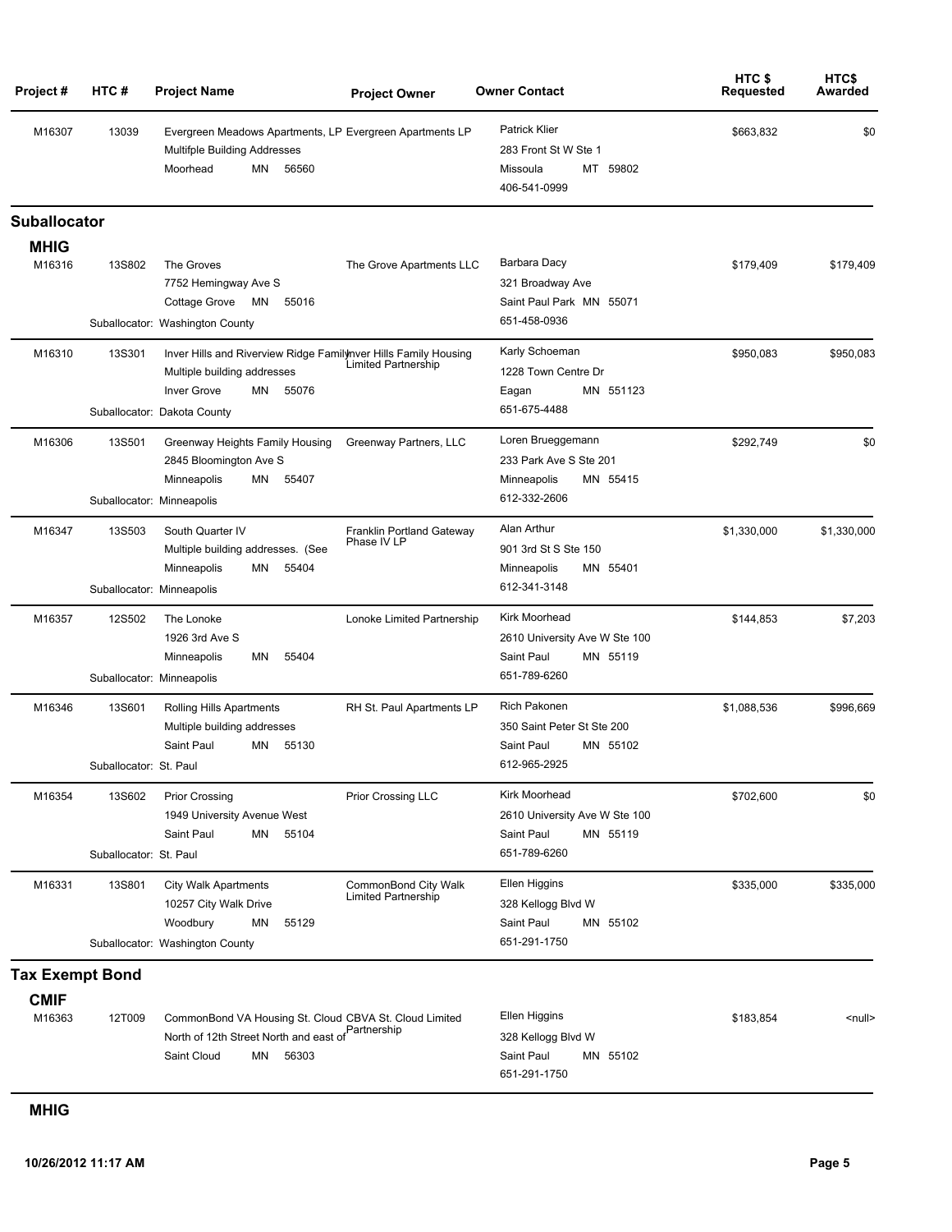| Project # | HTC # | Project Name | Project Owner | Owner Contact | HTC $ Requested | HTC$ Awarded |
|---|---|---|---|---|---|---|
| M16307 | 13039 | Evergreen Meadows Apartments, LP<br>Multifple Building Addresses<br>Moorhead MN 56560 | Evergreen Apartments LP | Patrick Klier<br>283 Front St W Ste 1<br>Missoula MT 59802<br>406-541-0999 | $663,832 | $0 |

## Suballocator

### MHIG

| Project # | HTC # | Project Name | Project Owner | Owner Contact | HTC $ Requested | HTC$ Awarded |
|---|---|---|---|---|---|---|
| M16316 | 13S802 | The Groves<br>7752 Hemingway Ave S<br>Cottage Grove MN 55016<br>Suballocator: Washington County | The Grove Apartments LLC | Barbara Dacy<br>321 Broadway Ave<br>Saint Paul Park MN 55071<br>651-458-0936 | $179,409 | $179,409 |
| M16310 | 13S301 | Inver Hills and Riverview Ridge Family<br>Multiple building addresses<br>Inver Grove MN 55076<br>Suballocator: Dakota County | Inver Hills Family Housing Limited Partnership | Karly Schoeman<br>1228 Town Centre Dr<br>Eagan MN 551123<br>651-675-4488 | $950,083 | $950,083 |
| M16306 | 13S501 | Greenway Heights Family Housing<br>2845 Bloomington Ave S<br>Minneapolis MN 55407<br>Suballocator: Minneapolis | Greenway Partners, LLC | Loren Brueggemann<br>233 Park Ave S Ste 201<br>Minneapolis MN 55415<br>612-332-2606 | $292,749 | $0 |
| M16347 | 13S503 | South Quarter IV<br>Multiple building addresses. (See<br>Minneapolis MN 55404<br>Suballocator: Minneapolis | Franklin Portland Gateway Phase IV LP | Alan Arthur<br>901 3rd St S Ste 150<br>Minneapolis MN 55401<br>612-341-3148 | $1,330,000 | $1,330,000 |
| M16357 | 12S502 | The Lonoke<br>1926 3rd Ave S<br>Minneapolis MN 55404<br>Suballocator: Minneapolis | Lonoke Limited Partnership | Kirk Moorhead<br>2610 University Ave W Ste 100<br>Saint Paul MN 55119<br>651-789-6260 | $144,853 | $7,203 |
| M16346 | 13S601 | Rolling Hills Apartments<br>Multiple building addresses<br>Saint Paul MN 55130<br>Suballocator: St. Paul | RH St. Paul Apartments LP | Rich Pakonen<br>350 Saint Peter St Ste 200<br>Saint Paul MN 55102<br>612-965-2925 | $1,088,536 | $996,669 |
| M16354 | 13S602 | Prior Crossing<br>1949 University Avenue West<br>Saint Paul MN 55104<br>Suballocator: St. Paul | Prior Crossing LLC | Kirk Moorhead<br>2610 University Ave W Ste 100<br>Saint Paul MN 55119<br>651-789-6260 | $702,600 | $0 |
| M16331 | 13S801 | City Walk Apartments<br>10257 City Walk Drive<br>Woodbury MN 55129<br>Suballocator: Washington County | CommonBond City Walk Limited Partnership | Ellen Higgins<br>328 Kellogg Blvd W<br>Saint Paul MN 55102<br>651-291-1750 | $335,000 | $335,000 |

## Tax Exempt Bond

### CMIF

| Project # | HTC # | Project Name | Project Owner | Owner Contact | HTC $ Requested | HTC$ Awarded |
|---|---|---|---|---|---|---|
| M16363 | 12T009 | CommonBond VA Housing St. Cloud<br>North of 12th Street North and east of<br>Saint Cloud MN 56303 | CBVA St. Cloud Limited Partnership | Ellen Higgins<br>328 Kellogg Blvd W<br>Saint Paul MN 55102<br>651-291-1750 | $183,854 | <null> |

### MHIG

10/26/2012 11:17 AM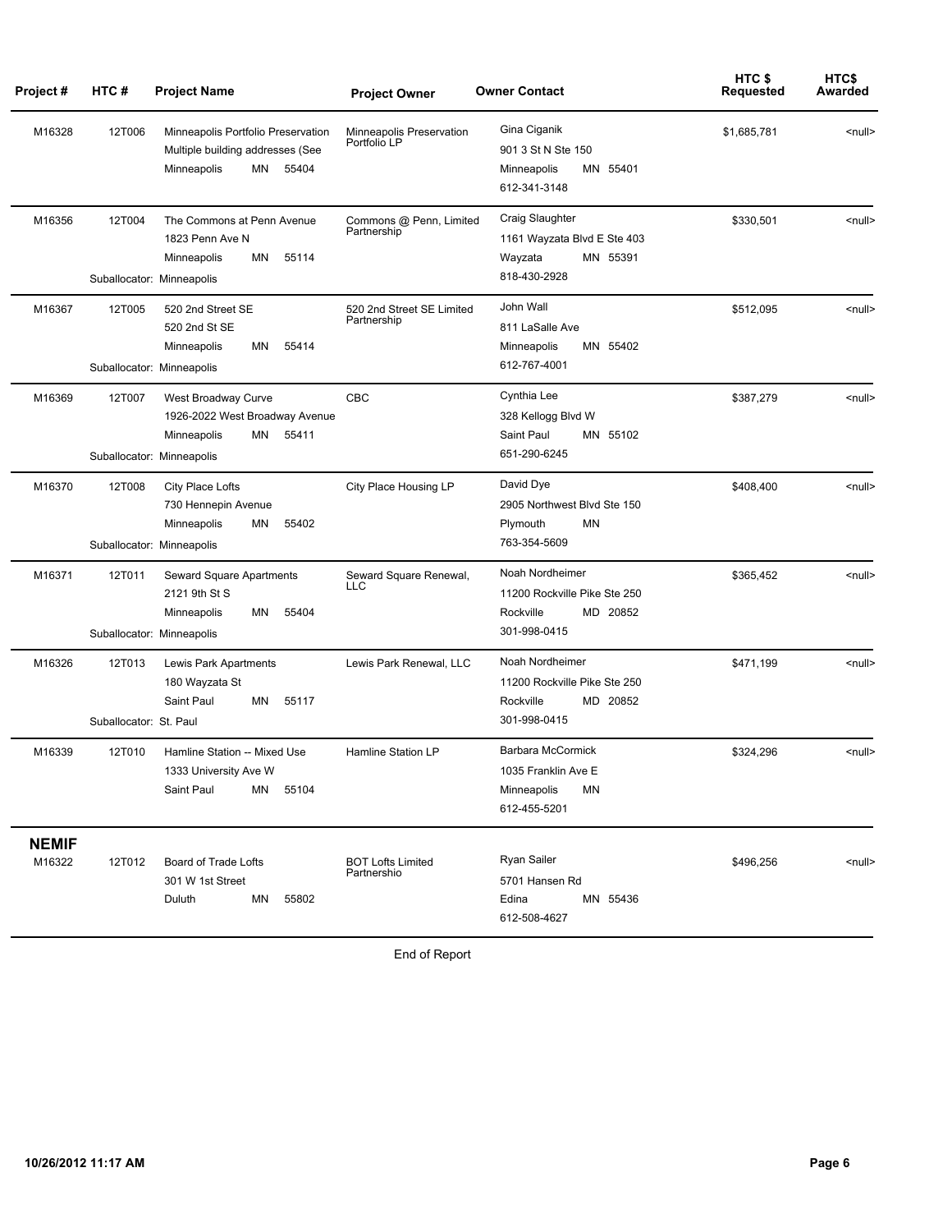| Project # | HTC # | Project Name | Project Owner | Owner Contact | HTC $ Requested | HTC$ Awarded |
|---|---|---|---|---|---|---|
| M16328 | 12T006 | Minneapolis Portfolio Preservation<br>Multiple building addresses (See<br>Minneapolis MN 55404 | Minneapolis Preservation Portfolio LP | Gina Ciganik<br>901 3 St N Ste 150<br>Minneapolis MN 55401<br>612-341-3148 | $1,685,781 | <null> |
| M16356 | 12T004 | The Commons at Penn Avenue<br>1823 Penn Ave N<br>Minneapolis MN 55114<br>Suballocator: Minneapolis | Commons @ Penn, Limited Partnership | Craig Slaughter<br>1161 Wayzata Blvd E Ste 403<br>Wayzata MN 55391<br>818-430-2928 | $330,501 | <null> |
| M16367 | 12T005 | 520 2nd Street SE<br>520 2nd St SE<br>Minneapolis MN 55414<br>Suballocator: Minneapolis | 520 2nd Street SE Limited Partnership | John Wall<br>811 LaSalle Ave<br>Minneapolis MN 55402<br>612-767-4001 | $512,095 | <null> |
| M16369 | 12T007 | West Broadway Curve<br>1926-2022 West Broadway Avenue<br>Minneapolis MN 55411<br>Suballocator: Minneapolis | CBC | Cynthia Lee<br>328 Kellogg Blvd W<br>Saint Paul MN 55102<br>651-290-6245 | $387,279 | <null> |
| M16370 | 12T008 | City Place Lofts<br>730 Hennepin Avenue<br>Minneapolis MN 55402<br>Suballocator: Minneapolis | City Place Housing LP | David Dye<br>2905 Northwest Blvd Ste 150<br>Plymouth MN<br>763-354-5609 | $408,400 | <null> |
| M16371 | 12T011 | Seward Square Apartments<br>2121 9th St S<br>Minneapolis MN 55404<br>Suballocator: Minneapolis | Seward Square Renewal, LLC | Noah Nordheimer<br>11200 Rockville Pike Ste 250<br>Rockville MD 20852<br>301-998-0415 | $365,452 | <null> |
| M16326 | 12T013 | Lewis Park Apartments<br>180 Wayzata St<br>Saint Paul MN 55117<br>Suballocator: St. Paul | Lewis Park Renewal, LLC | Noah Nordheimer<br>11200 Rockville Pike Ste 250<br>Rockville MD 20852<br>301-998-0415 | $471,199 | <null> |
| M16339 | 12T010 | Hamline Station -- Mixed Use<br>1333 University Ave W<br>Saint Paul MN 55104 | Hamline Station LP | Barbara McCormick<br>1035 Franklin Ave E<br>Minneapolis MN<br>612-455-5201 | $324,296 | <null> |
| **NEMIF** | | | | | | |
| M16322 | 12T012 | Board of Trade Lofts<br>301 W 1st Street<br>Duluth MN 55802 | BOT Lofts Limited Partnershio | Ryan Sailer<br>5701 Hansen Rd<br>Edina MN 55436<br>612-508-4627 | $496,256 | <null> |

End of Report